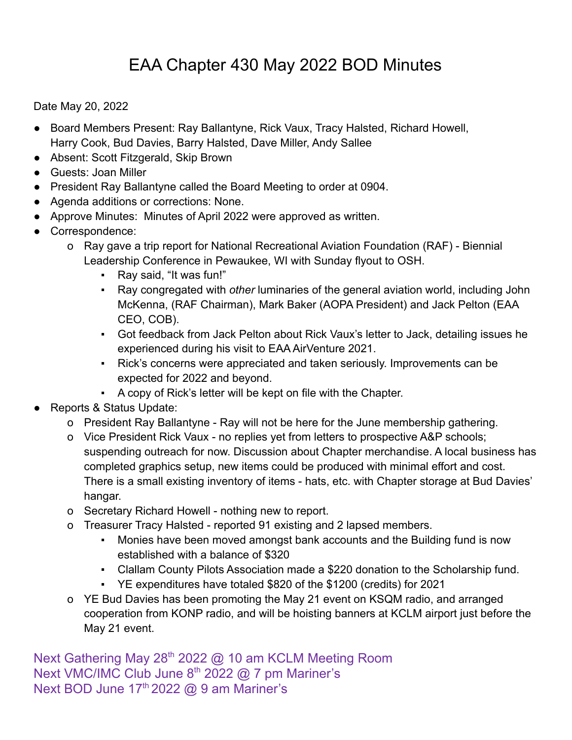# EAA Chapter 430 May 2022 BOD Minutes

Date May 20, 2022

- Board Members Present: Ray Ballantyne, Rick Vaux, Tracy Halsted, Richard Howell, Harry Cook, Bud Davies, Barry Halsted, Dave Miller, Andy Sallee
- Absent: Scott Fitzgerald, Skip Brown
- Guests: Joan Miller
- President Ray Ballantyne called the Board Meeting to order at 0904.
- Agenda additions or corrections: None.
- Approve Minutes: Minutes of April 2022 were approved as written.
- Correspondence:
  - Ray gave a trip report for National Recreational Aviation Foundation (RAF) - Biennial Leadership Conference in Pewaukee, WI with Sunday flyout to OSH.
    - Ray said, "It was fun!"
    - Ray congregated with *other* luminaries of the general aviation world, including John McKenna, (RAF Chairman), Mark Baker (AOPA President) and Jack Pelton (EAA CEO, COB).
    - Got feedback from Jack Pelton about Rick Vaux's letter to Jack, detailing issues he experienced during his visit to EAA AirVenture 2021.
    - Rick's concerns were appreciated and taken seriously. Improvements can be expected for 2022 and beyond.
    - A copy of Rick's letter will be kept on file with the Chapter.
- Reports & Status Update:
  - President Ray Ballantyne - Ray will not be here for the June membership gathering.
  - Vice President Rick Vaux - no replies yet from letters to prospective A&P schools; suspending outreach for now. Discussion about Chapter merchandise. A local business has completed graphics setup, new items could be produced with minimal effort and cost. There is a small existing inventory of items - hats, etc. with Chapter storage at Bud Davies' hangar.
  - Secretary Richard Howell - nothing new to report.
  - Treasurer Tracy Halsted - reported 91 existing and 2 lapsed members.
    - Monies have been moved amongst bank accounts and the Building fund is now established with a balance of $320
    - Clallam County Pilots Association made a $220 donation to the Scholarship fund.
    - YE expenditures have totaled $820 of the $1200 (credits) for 2021
  - YE Bud Davies has been promoting the May 21 event on KSQM radio, and arranged cooperation from KONP radio, and will be hoisting banners at KCLM airport just before the May 21 event.

Next Gathering May 28th 2022 @ 10 am KCLM Meeting Room
Next VMC/IMC Club June 8th 2022 @ 7 pm Mariner's
Next BOD June 17th 2022 @ 9 am Mariner's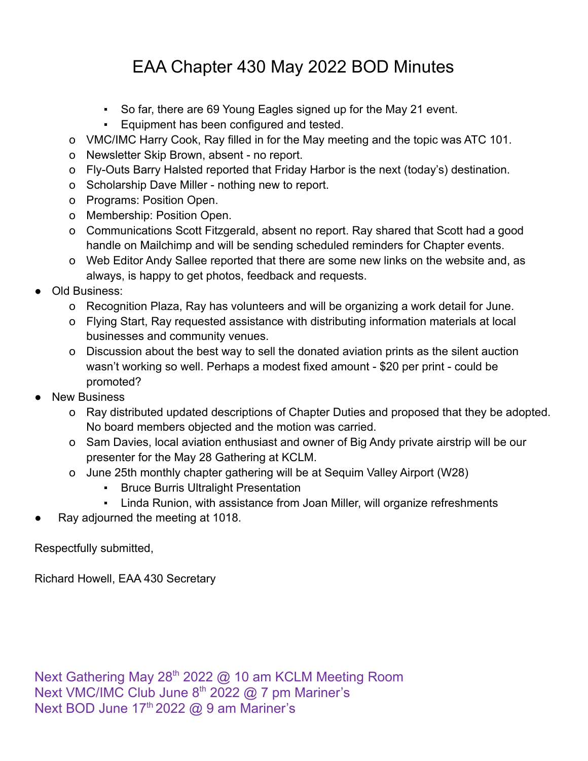# EAA Chapter 430 May 2022 BOD Minutes

        - So far, there are 69 Young Eagles signed up for the May 21 event.
        - Equipment has been configured and tested.
    - VMC/IMC Harry Cook, Ray filled in for the May meeting and the topic was ATC 101.
    - Newsletter Skip Brown, absent - no report.
    - Fly-Outs Barry Halsted reported that Friday Harbor is the next (today's) destination.
    - Scholarship Dave Miller - nothing new to report.
    - Programs: Position Open.
    - Membership: Position Open.
    - Communications Scott Fitzgerald, absent no report. Ray shared that Scott had a good handle on Mailchimp and will be sending scheduled reminders for Chapter events.
    - Web Editor Andy Sallee reported that there are some new links on the website and, as always, is happy to get photos, feedback and requests.
- Old Business:
    - Recognition Plaza, Ray has volunteers and will be organizing a work detail for June.
    - Flying Start, Ray requested assistance with distributing information materials at local businesses and community venues.
    - Discussion about the best way to sell the donated aviation prints as the silent auction wasn't working so well. Perhaps a modest fixed amount - $20 per print - could be promoted?
- New Business
    - Ray distributed updated descriptions of Chapter Duties and proposed that they be adopted. No board members objected and the motion was carried.
    - Sam Davies, local aviation enthusiast and owner of Big Andy private airstrip will be our presenter for the May 28 Gathering at KCLM.
    - June 25th monthly chapter gathering will be at Sequim Valley Airport (W28)
        - Bruce Burris Ultralight Presentation
        - Linda Runion, with assistance from Joan Miller, will organize refreshments
- Ray adjourned the meeting at 1018.

Respectfully submitted,

Richard Howell, EAA 430 Secretary

Next Gathering May 28th 2022 @ 10 am KCLM Meeting Room
Next VMC/IMC Club June 8th 2022 @ 7 pm Mariner's
Next BOD June 17th 2022 @ 9 am Mariner's